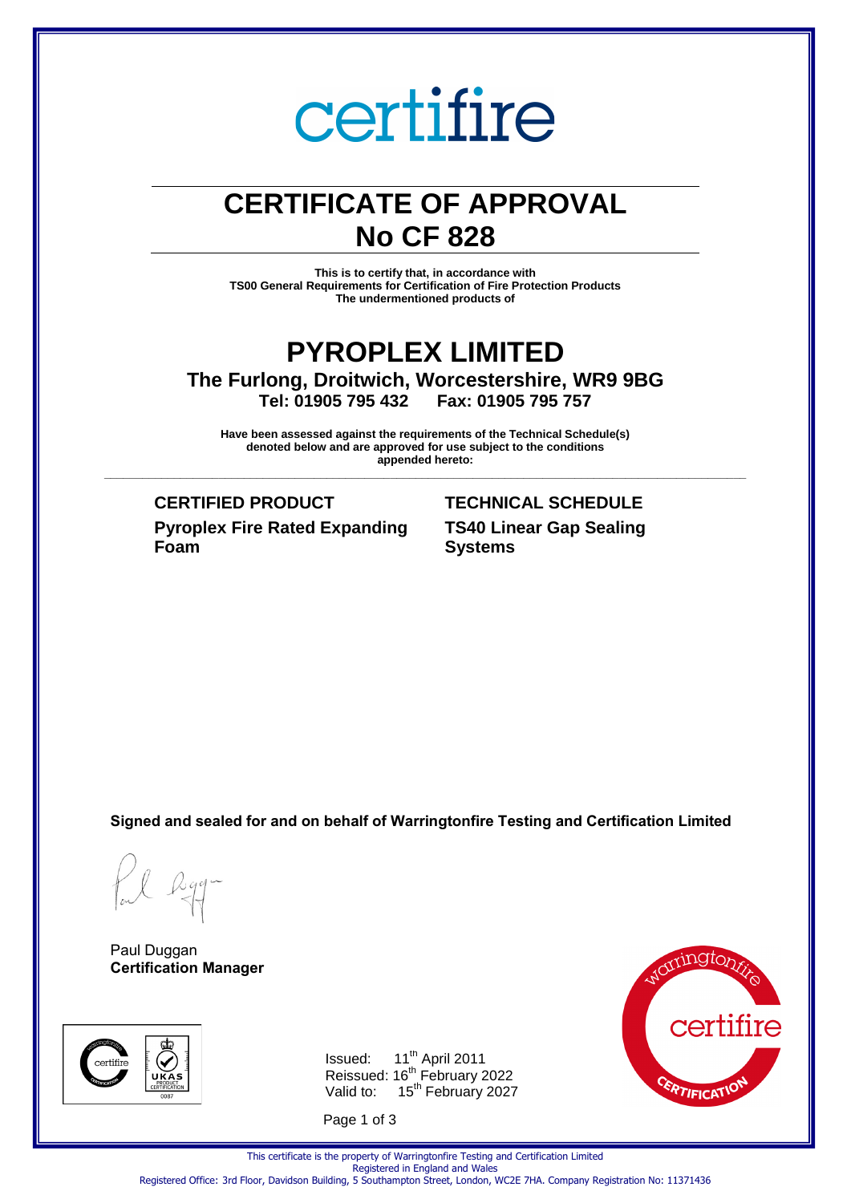certifire

# CERTIFICATE OF APPROVAL
# No CF 828

**This is to certify that, in accordance with**
**TS00 General Requirements for Certification of Fire Protection Products**
**The undermentioned products of**

# PYROPLEX LIMITED

**The Furlong, Droitwich, Worcestershire, WR9 9BG**
**Tel: 01905 795 432 Fax: 01905 795 757**

**Have been assessed against the requirements of the Technical Schedule(s) denoted below and are approved for use subject to the conditions appended hereto:**

| CERTIFIED PRODUCT | TECHNICAL SCHEDULE |
|---|---|
| **Pyroplex Fire Rated Expanding Foam** | **TS40 Linear Gap Sealing Systems** |

**Signed and sealed for and on behalf of Warringtonfire Testing and Certification Limited**

Paul Duggan
**Certification Manager**

Issued: 11th April 2011
Reissued: 16th February 2022
Valid to: 15th February 2027

This certificate is the property of Warringtonfire Testing and Certification Limited
Registered in England and Wales
Registered Office: 3rd Floor, Davidson Building, 5 Southampton Street, London, WC2E 7HA. Company Registration No: 11371436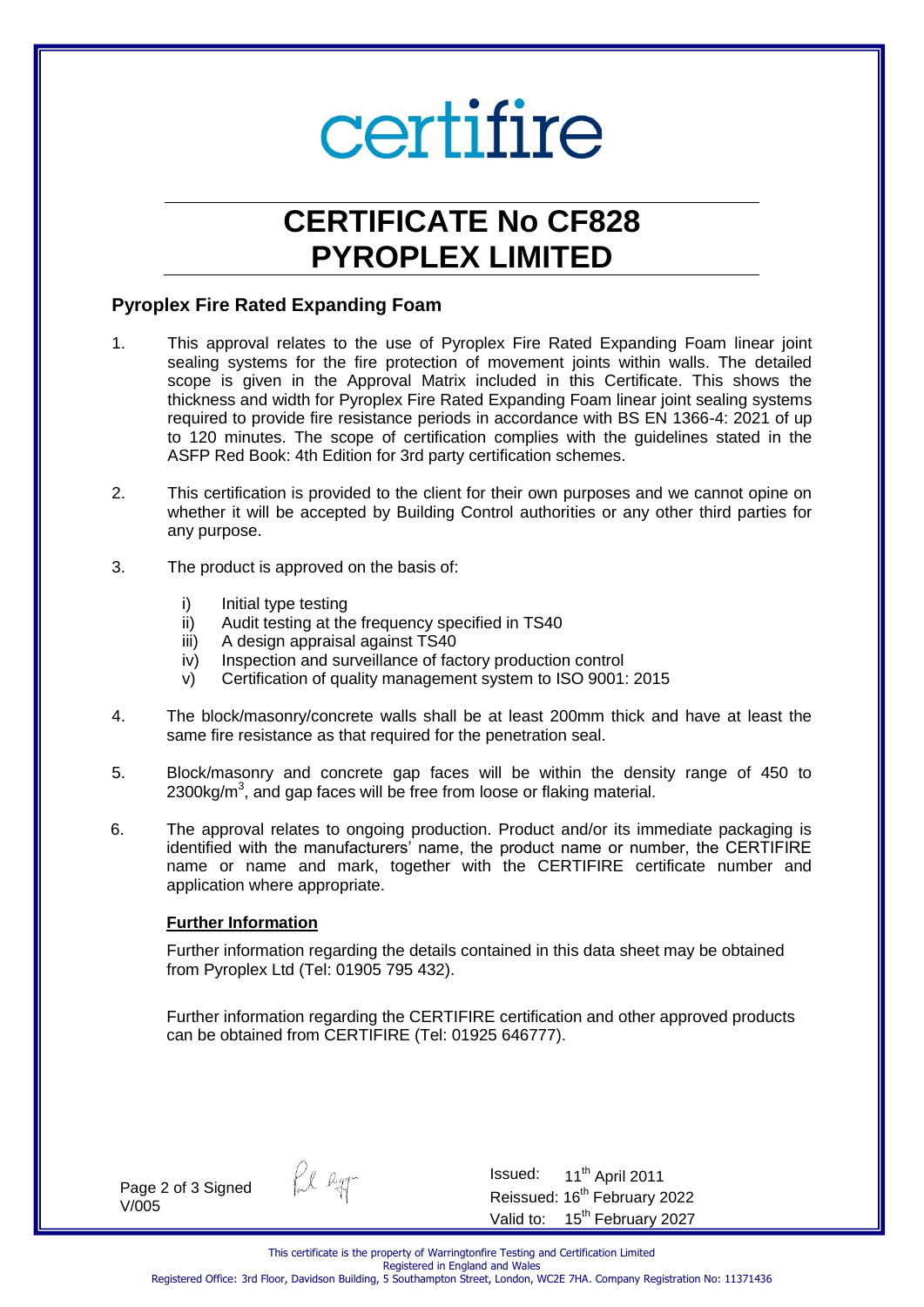# certifire

# CERTIFICATE No CF828
# PYROPLEX LIMITED

## Pyroplex Fire Rated Expanding Foam

1. This approval relates to the use of Pyroplex Fire Rated Expanding Foam linear joint sealing systems for the fire protection of movement joints within walls. The detailed scope is given in the Approval Matrix included in this Certificate. This shows the thickness and width for Pyroplex Fire Rated Expanding Foam linear joint sealing systems required to provide fire resistance periods in accordance with BS EN 1366-4: 2021 of up to 120 minutes. The scope of certification complies with the guidelines stated in the ASFP Red Book: 4th Edition for 3rd party certification schemes.

2. This certification is provided to the client for their own purposes and we cannot opine on whether it will be accepted by Building Control authorities or any other third parties for any purpose.

3. The product is approved on the basis of:

   i) Initial type testing
   ii) Audit testing at the frequency specified in TS40
   iii) A design appraisal against TS40
   iv) Inspection and surveillance of factory production control
   v) Certification of quality management system to ISO 9001: 2015

4. The block/masonry/concrete walls shall be at least 200mm thick and have at least the same fire resistance as that required for the penetration seal.

5. Block/masonry and concrete gap faces will be within the density range of 450 to 2300kg/m$^3$, and gap faces will be free from loose or flaking material.

6. The approval relates to ongoing production. Product and/or its immediate packaging is identified with the manufacturers' name, the product name or number, the CERTIFIRE name or name and mark, together with the CERTIFIRE certificate number and application where appropriate.

   **Further Information**

   Further information regarding the details contained in this data sheet may be obtained from Pyroplex Ltd (Tel: 01905 795 432).

   Further information regarding the CERTIFIRE certification and other approved products can be obtained from CERTIFIRE (Tel: 01925 646777).

Signed
V/005

Issued: 11th April 2011
Reissued: 16th February 2022
Valid to: 15th February 2027

This certificate is the property of Warringtonfire Testing and Certification Limited
Registered in England and Wales
Registered Office: 3rd Floor, Davidson Building, 5 Southampton Street, London, WC2E 7HA. Company Registration No: 11371436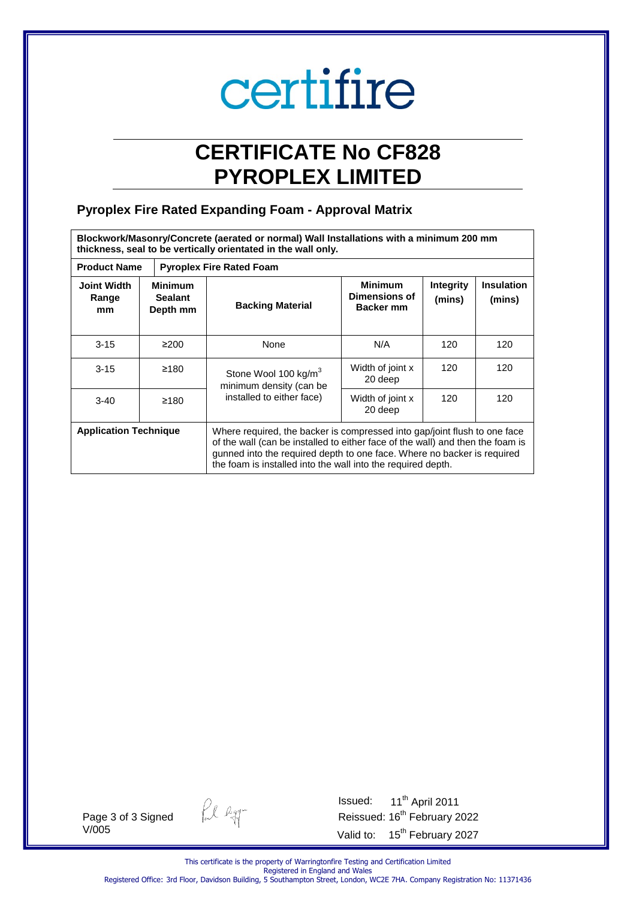# certifire

# CERTIFICATE No CF828
# PYROPLEX LIMITED

## Pyroplex Fire Rated Expanding Foam - Approval Matrix

| **Blockwork/Masonry/Concrete (aerated or normal) Wall Installations with a minimum 200 mm thickness, seal to be vertically orientated in the wall only.** | | | | | |
|---|---|---|---|---|---|
| **Product Name** | **Pyroplex Fire Rated Foam** | | | | |
| **Joint Width Range mm** | **Minimum Sealant Depth mm** | **Backing Material** | **Minimum Dimensions of Backer mm** | **Integrity (mins)** | **Insulation (mins)** |
| 3-15 | ≥200 | None | N/A | 120 | 120 |
| 3-15 | ≥180 | Stone Wool 100 kg/m$^3$ minimum density (can be installed to either face) | Width of joint x 20 deep | 120 | 120 |
| 3-40 | ≥180 | | Width of joint x 20 deep | 120 | 120 |
| **Application Technique** | | Where required, the backer is compressed into gap/joint flush to one face of the wall (can be installed to either face of the wall) and then the foam is gunned into the required depth to one face. Where no backer is required the foam is installed into the wall into the required depth. | | | |

Page 3 of 3 Signed
V/005

Issued: 11th April 2011
Reissued: 16th February 2022
Valid to: 15th February 2027

This certificate is the property of Warringtonfire Testing and Certification Limited
Registered in England and Wales
Registered Office: 3rd Floor, Davidson Building, 5 Southampton Street, London, WC2E 7HA. Company Registration No: 11371436